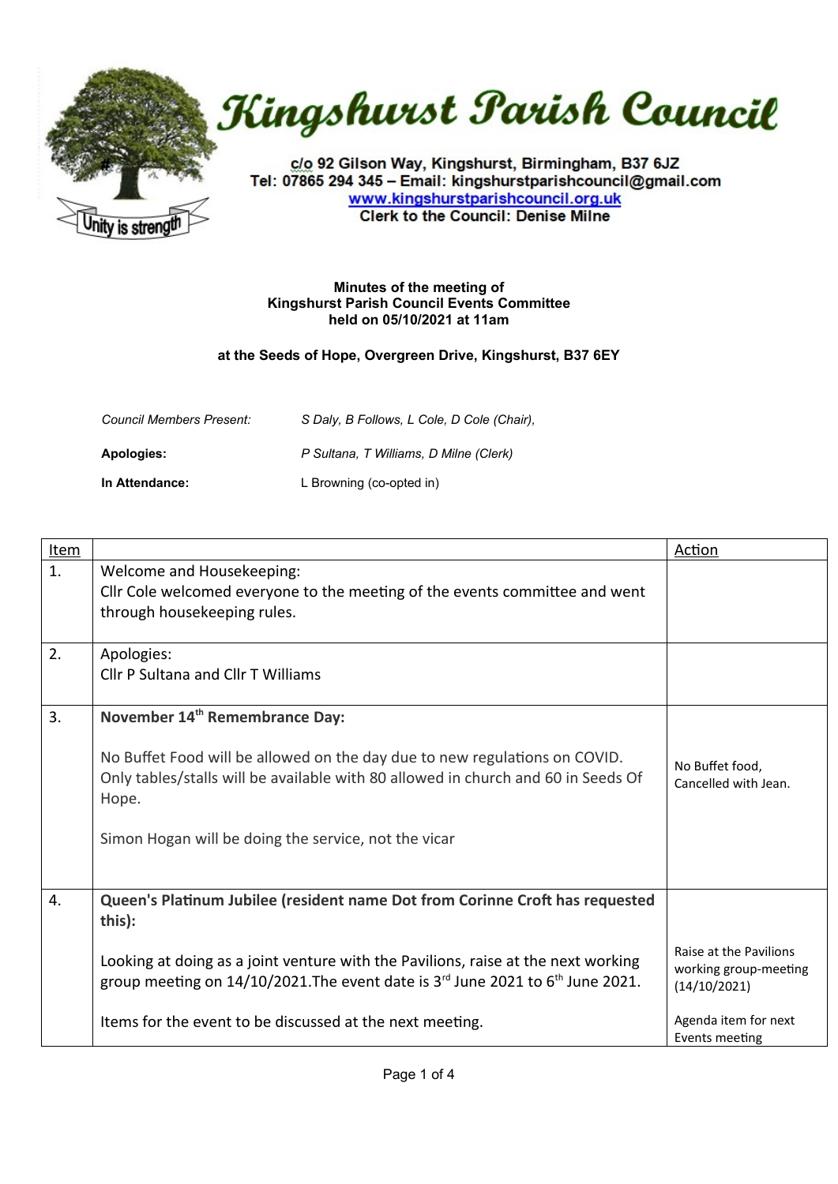# Kingshurst Parish Council

c/o 92 Gilson Way, Kingshurst, Birmingham, B37 6JZ
Tel: 07865 294 345 – Email: kingshurstparishcouncil@gmail.com
www.kingshurstparishcouncil.org.uk
Clerk to the Council: Denise Milne

Unity is strength

**Minutes of the meeting of**
**Kingshurst Parish Council Events Committee**
**held on 05/10/2021 at 11am**

**at the Seeds of Hope, Overgreen Drive, Kingshurst, B37 6EY**

| | |
|---|---|
| *Council Members Present:* | *S Daly, B Follows, L Cole, D Cole (Chair),* |
| **Apologies:** | *P Sultana, T Williams, D Milne (Clerk)* |
| **In Attendance:** | L Browning (co-opted in) |

| Item | | Action |
|---|---|---|
| 1. | Welcome and Housekeeping:<br>Cllr Cole welcomed everyone to the meeting of the events committee and went through housekeeping rules. | |
| 2. | Apologies:<br>Cllr P Sultana and Cllr T Williams | |
| 3. | **November 14th Remembrance Day:**<br><br>No Buffet Food will be allowed on the day due to new regulations on COVID. Only tables/stalls will be available with 80 allowed in church and 60 in Seeds Of Hope.<br><br>Simon Hogan will be doing the service, not the vicar | No Buffet food, Cancelled with Jean. |
| 4. | **Queen's Platinum Jubilee (resident name Dot from Corinne Croft has requested this):**<br><br>Looking at doing as a joint venture with the Pavilions, raise at the next working group meeting on 14/10/2021.The event date is 3rd June 2021 to 6th June 2021.<br><br>Items for the event to be discussed at the next meeting. | Raise at the Pavilions working group-meeting (14/10/2021)<br><br>Agenda item for next Events meeting |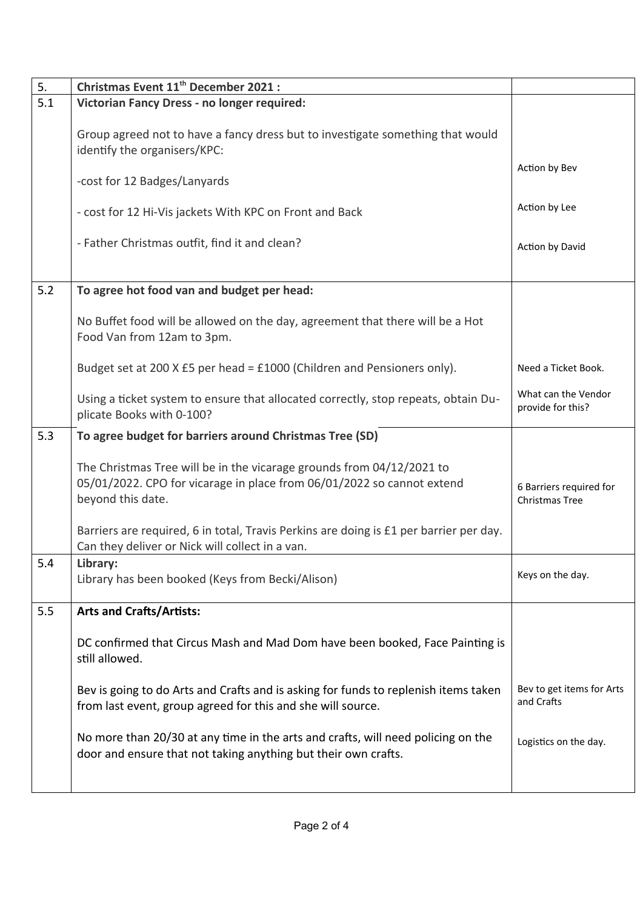| 5. | **Christmas Event 11th December 2021 :** | |
|---|---|---|
| 5.1 | **Victorian Fancy Dress - no longer required:**<br><br>Group agreed not to have a fancy dress but to investigate something that would identify the organisers/KPC:<br><br>-cost for 12 Badges/Lanyards<br><br>- cost for 12 Hi-Vis jackets With KPC on Front and Back<br><br>- Father Christmas outfit, find it and clean? | Action by Bev<br><br>Action by Lee<br><br>Action by David |
| 5.2 | **To agree hot food van and budget per head:**<br><br>No Buffet food will be allowed on the day, agreement that there will be a Hot Food Van from 12am to 3pm.<br><br>Budget set at 200 X £5 per head = £1000 (Children and Pensioners only).<br><br>Using a ticket system to ensure that allocated correctly, stop repeats, obtain Duplicate Books with 0-100? | Need a Ticket Book.<br><br>What can the Vendor provide for this? |
| 5.3 | **To agree budget for barriers around Christmas Tree (SD)**<br><br>The Christmas Tree will be in the vicarage grounds from 04/12/2021 to 05/01/2022. CPO for vicarage in place from 06/01/2022 so cannot extend beyond this date.<br><br>Barriers are required, 6 in total, Travis Perkins are doing is £1 per barrier per day. Can they deliver or Nick will collect in a van. | 6 Barriers required for Christmas Tree |
| 5.4 | **Library:**<br>Library has been booked (Keys from Becki/Alison) | Keys on the day. |
| 5.5 | **Arts and Crafts/Artists:**<br><br>DC confirmed that Circus Mash and Mad Dom have been booked, Face Painting is still allowed.<br><br>Bev is going to do Arts and Crafts and is asking for funds to replenish items taken from last event, group agreed for this and she will source.<br><br>No more than 20/30 at any time in the arts and crafts, will need policing on the door and ensure that not taking anything but their own crafts. | Bev to get items for Arts and Crafts<br><br>Logistics on the day. |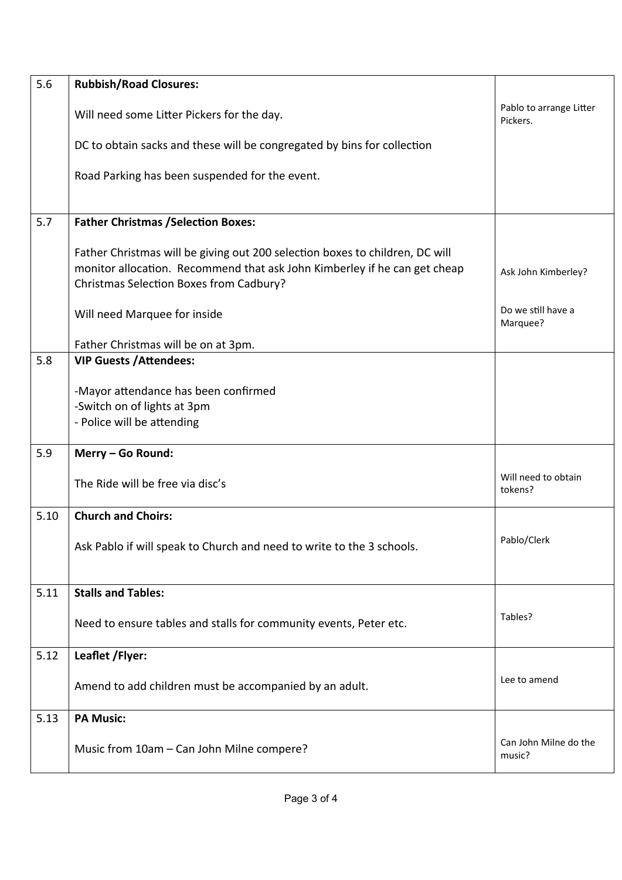| | | |
|---|---|---|
| 5.6 | **Rubbish/Road Closures:**<br><br>Will need some Litter Pickers for the day.<br><br>DC to obtain sacks and these will be congregated by bins for collection<br><br>Road Parking has been suspended for the event. | Pablo to arrange Litter Pickers. |
| 5.7 | **Father Christmas /Selection Boxes:**<br><br>Father Christmas will be giving out 200 selection boxes to children, DC will monitor allocation. Recommend that ask John Kimberley if he can get cheap Christmas Selection Boxes from Cadbury?<br><br>Will need Marquee for inside<br><br>Father Christmas will be on at 3pm. | Ask John Kimberley?<br><br>Do we still have a Marquee? |
| 5.8 | **VIP Guests /Attendees:**<br><br>-Mayor attendance has been confirmed<br>-Switch on of lights at 3pm<br>- Police will be attending | |
| 5.9 | **Merry – Go Round:**<br><br>The Ride will be free via disc's | Will need to obtain tokens? |
| 5.10 | **Church and Choirs:**<br><br>Ask Pablo if will speak to Church and need to write to the 3 schools. | Pablo/Clerk |
| 5.11 | **Stalls and Tables:**<br><br>Need to ensure tables and stalls for community events, Peter etc. | Tables? |
| 5.12 | **Leaflet /Flyer:**<br><br>Amend to add children must be accompanied by an adult. | Lee to amend |
| 5.13 | **PA Music:**<br><br>Music from 10am – Can John Milne compere? | Can John Milne do the music? |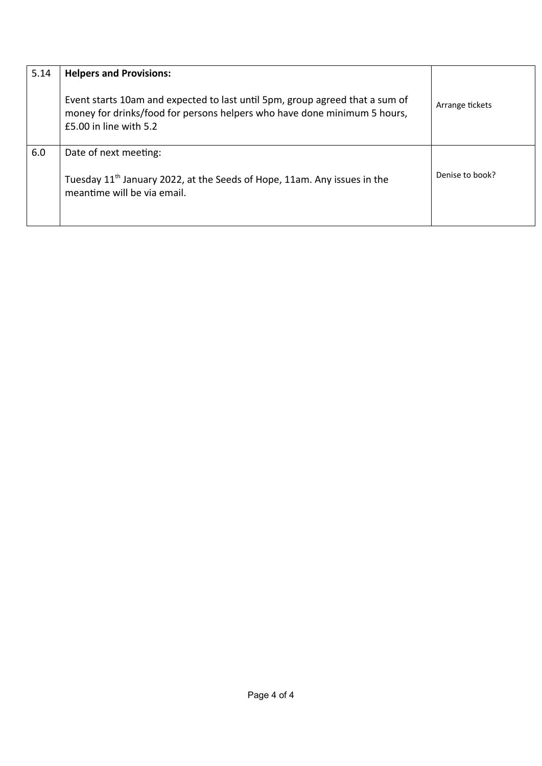| | | |
|---|---|---|
| 5.14 | **Helpers and Provisions:**<br><br>Event starts 10am and expected to last until 5pm, group agreed that a sum of money for drinks/food for persons helpers who have done minimum 5 hours, £5.00 in line with 5.2 | Arrange tickets |
| 6.0 | Date of next meeting:<br><br>Tuesday 11th January 2022, at the Seeds of Hope, 11am. Any issues in the meantime will be via email. | Denise to book? |